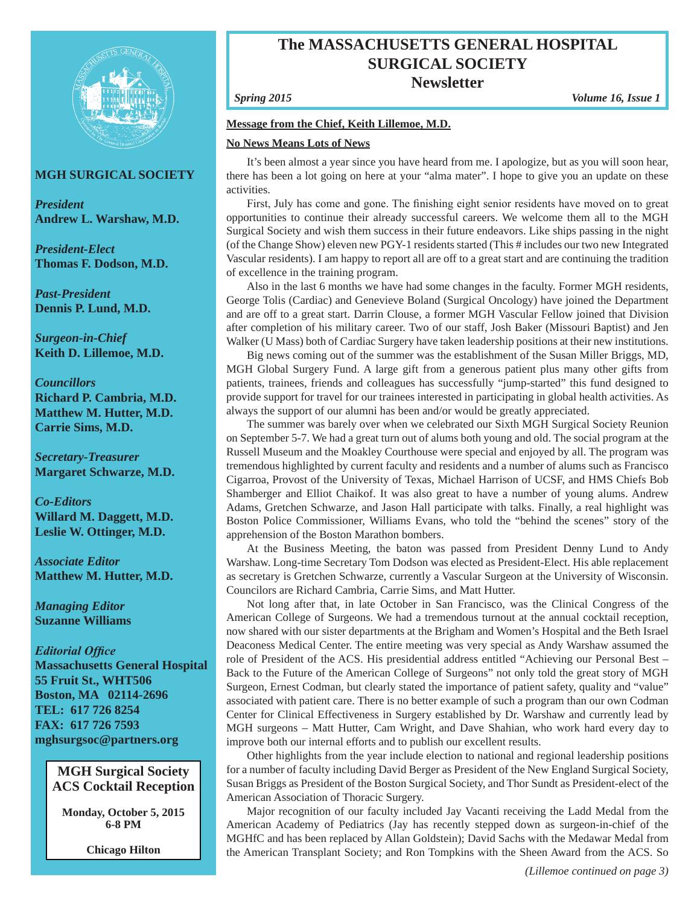# The MASSACHUSETTS GENERAL HOSPITAL SURGICAL SOCIETY
## Newsletter

*Spring 2015* *Volume 16, Issue 1*

**MGH SURGICAL SOCIETY**

*President*
**Andrew L. Warshaw, M.D.**

*President-Elect*
**Thomas F. Dodson, M.D.**

*Past-President*
**Dennis P. Lund, M.D.**

*Surgeon-in-Chief*
**Keith D. Lillemoe, M.D.**

*Councillors*
**Richard P. Cambria, M.D.**
**Matthew M. Hutter, M.D.**
**Carrie Sims, M.D.**

*Secretary-Treasurer*
**Margaret Schwarze, M.D.**

*Co-Editors*
**Willard M. Daggett, M.D.**
**Leslie W. Ottinger, M.D.**

*Associate Editor*
**Matthew M. Hutter, M.D.**

*Managing Editor*
**Suzanne Williams**

*Editorial Office*
**Massachusetts General Hospital**
**55 Fruit St., WHT506**
**Boston, MA 02114-2696**
**TEL: 617 726 8254**
**FAX: 617 726 7593**
**mghsurgsoc@partners.org**

**MGH Surgical Society ACS Cocktail Reception**

**Monday, October 5, 2015**
**6-8 PM**

**Chicago Hilton**

---

**Message from the Chief, Keith Lillemoe, M.D.**

**No News Means Lots of News**

It's been almost a year since you have heard from me. I apologize, but as you will soon hear, there has been a lot going on here at your "alma mater". I hope to give you an update on these activities.

First, July has come and gone. The finishing eight senior residents have moved on to great opportunities to continue their already successful careers. We welcome them all to the MGH Surgical Society and wish them success in their future endeavors. Like ships passing in the night (of the Change Show) eleven new PGY-1 residents started (This # includes our two new Integrated Vascular residents). I am happy to report all are off to a great start and are continuing the tradition of excellence in the training program.

Also in the last 6 months we have had some changes in the faculty. Former MGH residents, George Tolis (Cardiac) and Genevieve Boland (Surgical Oncology) have joined the Department and are off to a great start. Darrin Clouse, a former MGH Vascular Fellow joined that Division after completion of his military career. Two of our staff, Josh Baker (Missouri Baptist) and Jen Walker (U Mass) both of Cardiac Surgery have taken leadership positions at their new institutions.

Big news coming out of the summer was the establishment of the Susan Miller Briggs, MD, MGH Global Surgery Fund. A large gift from a generous patient plus many other gifts from patients, trainees, friends and colleagues has successfully "jump-started" this fund designed to provide support for travel for our trainees interested in participating in global health activities. As always the support of our alumni has been and/or would be greatly appreciated.

The summer was barely over when we celebrated our Sixth MGH Surgical Society Reunion on September 5-7. We had a great turn out of alums both young and old. The social program at the Russell Museum and the Moakley Courthouse were special and enjoyed by all. The program was tremendous highlighted by current faculty and residents and a number of alums such as Francisco Cigarroa, Provost of the University of Texas, Michael Harrison of UCSF, and HMS Chiefs Bob Shamberger and Elliot Chaikof. It was also great to have a number of young alums. Andrew Adams, Gretchen Schwarze, and Jason Hall participate with talks. Finally, a real highlight was Boston Police Commissioner, Williams Evans, who told the "behind the scenes" story of the apprehension of the Boston Marathon bombers.

At the Business Meeting, the baton was passed from President Denny Lund to Andy Warshaw. Long-time Secretary Tom Dodson was elected as President-Elect. His able replacement as secretary is Gretchen Schwarze, currently a Vascular Surgeon at the University of Wisconsin. Councilors are Richard Cambria, Carrie Sims, and Matt Hutter.

Not long after that, in late October in San Francisco, was the Clinical Congress of the American College of Surgeons. We had a tremendous turnout at the annual cocktail reception, now shared with our sister departments at the Brigham and Women's Hospital and the Beth Israel Deaconess Medical Center. The entire meeting was very special as Andy Warshaw assumed the role of President of the ACS. His presidential address entitled "Achieving our Personal Best – Back to the Future of the American College of Surgeons" not only told the great story of MGH Surgeon, Ernest Codman, but clearly stated the importance of patient safety, quality and "value" associated with patient care. There is no better example of such a program than our own Codman Center for Clinical Effectiveness in Surgery established by Dr. Warshaw and currently lead by MGH surgeons – Matt Hutter, Cam Wright, and Dave Shahian, who work hard every day to improve both our internal efforts and to publish our excellent results.

Other highlights from the year include election to national and regional leadership positions for a number of faculty including David Berger as President of the New England Surgical Society, Susan Briggs as President of the Boston Surgical Society, and Thor Sundt as President-elect of the American Association of Thoracic Surgery.

Major recognition of our faculty included Jay Vacanti receiving the Ladd Medal from the American Academy of Pediatrics (Jay has recently stepped down as surgeon-in-chief of the MGHfC and has been replaced by Allan Goldstein); David Sachs with the Medawar Medal from the American Transplant Society; and Ron Tompkins with the Sheen Award from the ACS. So

*(Lillemoe continued on page 3)*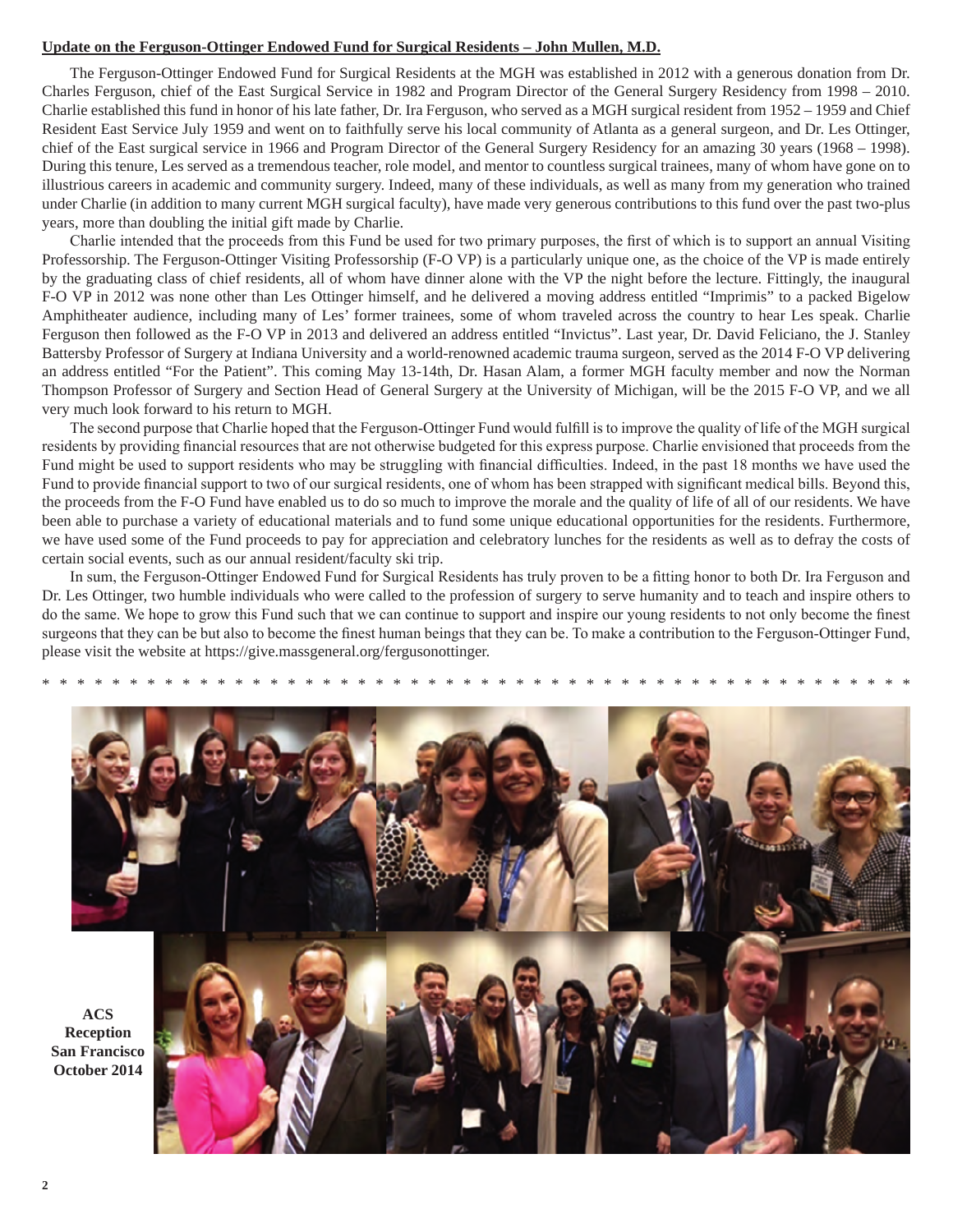## Update on the Ferguson-Ottinger Endowed Fund for Surgical Residents – John Mullen, M.D.

The Ferguson-Ottinger Endowed Fund for Surgical Residents at the MGH was established in 2012 with a generous donation from Dr. Charles Ferguson, chief of the East Surgical Service in 1982 and Program Director of the General Surgery Residency from 1998 – 2010. Charlie established this fund in honor of his late father, Dr. Ira Ferguson, who served as a MGH surgical resident from 1952 – 1959 and Chief Resident East Service July 1959 and went on to faithfully serve his local community of Atlanta as a general surgeon, and Dr. Les Ottinger, chief of the East surgical service in 1966 and Program Director of the General Surgery Residency for an amazing 30 years (1968 – 1998). During this tenure, Les served as a tremendous teacher, role model, and mentor to countless surgical trainees, many of whom have gone on to illustrious careers in academic and community surgery. Indeed, many of these individuals, as well as many from my generation who trained under Charlie (in addition to many current MGH surgical faculty), have made very generous contributions to this fund over the past two-plus years, more than doubling the initial gift made by Charlie.

Charlie intended that the proceeds from this Fund be used for two primary purposes, the first of which is to support an annual Visiting Professorship. The Ferguson-Ottinger Visiting Professorship (F-O VP) is a particularly unique one, as the choice of the VP is made entirely by the graduating class of chief residents, all of whom have dinner alone with the VP the night before the lecture. Fittingly, the inaugural F-O VP in 2012 was none other than Les Ottinger himself, and he delivered a moving address entitled "Imprimis" to a packed Bigelow Amphitheater audience, including many of Les' former trainees, some of whom traveled across the country to hear Les speak. Charlie Ferguson then followed as the F-O VP in 2013 and delivered an address entitled "Invictus". Last year, Dr. David Feliciano, the J. Stanley Battersby Professor of Surgery at Indiana University and a world-renowned academic trauma surgeon, served as the 2014 F-O VP delivering an address entitled "For the Patient". This coming May 13-14th, Dr. Hasan Alam, a former MGH faculty member and now the Norman Thompson Professor of Surgery and Section Head of General Surgery at the University of Michigan, will be the 2015 F-O VP, and we all very much look forward to his return to MGH.

The second purpose that Charlie hoped that the Ferguson-Ottinger Fund would fulfill is to improve the quality of life of the MGH surgical residents by providing financial resources that are not otherwise budgeted for this express purpose. Charlie envisioned that proceeds from the Fund might be used to support residents who may be struggling with financial difficulties. Indeed, in the past 18 months we have used the Fund to provide financial support to two of our surgical residents, one of whom has been strapped with significant medical bills. Beyond this, the proceeds from the F-O Fund have enabled us to do so much to improve the morale and the quality of life of all of our residents. We have been able to purchase a variety of educational materials and to fund some unique educational opportunities for the residents. Furthermore, we have used some of the Fund proceeds to pay for appreciation and celebratory lunches for the residents as well as to defray the costs of certain social events, such as our annual resident/faculty ski trip.

In sum, the Ferguson-Ottinger Endowed Fund for Surgical Residents has truly proven to be a fitting honor to both Dr. Ira Ferguson and Dr. Les Ottinger, two humble individuals who were called to the profession of surgery to serve humanity and to teach and inspire others to do the same. We hope to grow this Fund such that we can continue to support and inspire our young residents to not only become the finest surgeons that they can be but also to become the finest human beings that they can be. To make a contribution to the Ferguson-Ottinger Fund, please visit the website at https://give.massgeneral.org/fergusonottinger.

* * * * * * * * * * * * * * * * * * * * * * * * * * * * * * * * * * * * * * * * * * * * * * * * * *

**ACS Reception San Francisco October 2014**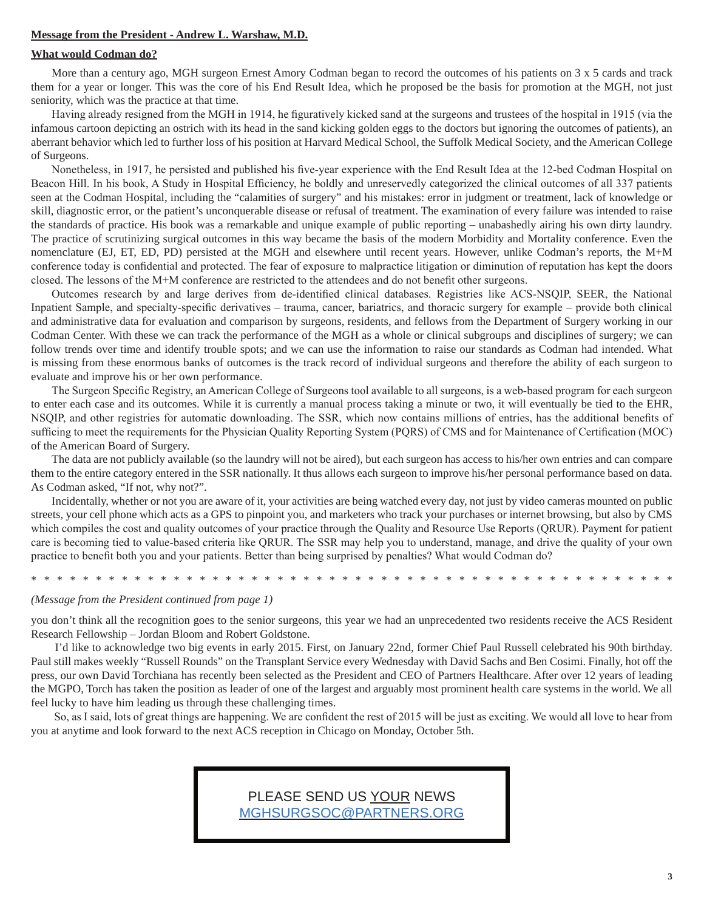**Message from the President - Andrew L. Warshaw, M.D.**

**What would Codman do?**

More than a century ago, MGH surgeon Ernest Amory Codman began to record the outcomes of his patients on 3 x 5 cards and track them for a year or longer. This was the core of his End Result Idea, which he proposed be the basis for promotion at the MGH, not just seniority, which was the practice at that time.

Having already resigned from the MGH in 1914, he figuratively kicked sand at the surgeons and trustees of the hospital in 1915 (via the infamous cartoon depicting an ostrich with its head in the sand kicking golden eggs to the doctors but ignoring the outcomes of patients), an aberrant behavior which led to further loss of his position at Harvard Medical School, the Suffolk Medical Society, and the American College of Surgeons.

Nonetheless, in 1917, he persisted and published his five-year experience with the End Result Idea at the 12-bed Codman Hospital on Beacon Hill. In his book, A Study in Hospital Efficiency, he boldly and unreservedly categorized the clinical outcomes of all 337 patients seen at the Codman Hospital, including the "calamities of surgery" and his mistakes: error in judgment or treatment, lack of knowledge or skill, diagnostic error, or the patient's unconquerable disease or refusal of treatment. The examination of every failure was intended to raise the standards of practice. His book was a remarkable and unique example of public reporting – unabashedly airing his own dirty laundry. The practice of scrutinizing surgical outcomes in this way became the basis of the modern Morbidity and Mortality conference. Even the nomenclature (EJ, ET, ED, PD) persisted at the MGH and elsewhere until recent years. However, unlike Codman's reports, the M+M conference today is confidential and protected. The fear of exposure to malpractice litigation or diminution of reputation has kept the doors closed. The lessons of the M+M conference are restricted to the attendees and do not benefit other surgeons.

Outcomes research by and large derives from de-identified clinical databases. Registries like ACS-NSQIP, SEER, the National Inpatient Sample, and specialty-specific derivatives – trauma, cancer, bariatrics, and thoracic surgery for example – provide both clinical and administrative data for evaluation and comparison by surgeons, residents, and fellows from the Department of Surgery working in our Codman Center. With these we can track the performance of the MGH as a whole or clinical subgroups and disciplines of surgery; we can follow trends over time and identify trouble spots; and we can use the information to raise our standards as Codman had intended. What is missing from these enormous banks of outcomes is the track record of individual surgeons and therefore the ability of each surgeon to evaluate and improve his or her own performance.

The Surgeon Specific Registry, an American College of Surgeons tool available to all surgeons, is a web-based program for each surgeon to enter each case and its outcomes. While it is currently a manual process taking a minute or two, it will eventually be tied to the EHR, NSQIP, and other registries for automatic downloading. The SSR, which now contains millions of entries, has the additional benefits of sufficing to meet the requirements for the Physician Quality Reporting System (PQRS) of CMS and for Maintenance of Certification (MOC) of the American Board of Surgery.

The data are not publicly available (so the laundry will not be aired), but each surgeon has access to his/her own entries and can compare them to the entire category entered in the SSR nationally. It thus allows each surgeon to improve his/her personal performance based on data. As Codman asked, "If not, why not?".

Incidentally, whether or not you are aware of it, your activities are being watched every day, not just by video cameras mounted on public streets, your cell phone which acts as a GPS to pinpoint you, and marketers who track your purchases or internet browsing, but also by CMS which compiles the cost and quality outcomes of your practice through the Quality and Resource Use Reports (QRUR). Payment for patient care is becoming tied to value-based criteria like QRUR. The SSR may help you to understand, manage, and drive the quality of your own practice to benefit both you and your patients. Better than being surprised by penalties? What would Codman do?

\* \* \* \* \* \* \* \* \* \* \* \* \* \* \* \* \* \* \* \* \* \* \* \* \* \* \* \* \* \* \* \* \* \* \* \* \* \* \* \* \* \* \* \* \* \* \* \* \* \* \*

*(Message from the President continued from page 1)*

you don't think all the recognition goes to the senior surgeons, this year we had an unprecedented two residents receive the ACS Resident Research Fellowship – Jordan Bloom and Robert Goldstone.

I'd like to acknowledge two big events in early 2015. First, on January 22nd, former Chief Paul Russell celebrated his 90th birthday. Paul still makes weekly "Russell Rounds" on the Transplant Service every Wednesday with David Sachs and Ben Cosimi. Finally, hot off the press, our own David Torchiana has recently been selected as the President and CEO of Partners Healthcare. After over 12 years of leading the MGPO, Torch has taken the position as leader of one of the largest and arguably most prominent health care systems in the world. We all feel lucky to have him leading us through these challenging times.

So, as I said, lots of great things are happening. We are confident the rest of 2015 will be just as exciting. We would all love to hear from you at anytime and look forward to the next ACS reception in Chicago on Monday, October 5th.

PLEASE SEND US <u>YOUR</u> NEWS
MGHSURGSOC@PARTNERS.ORG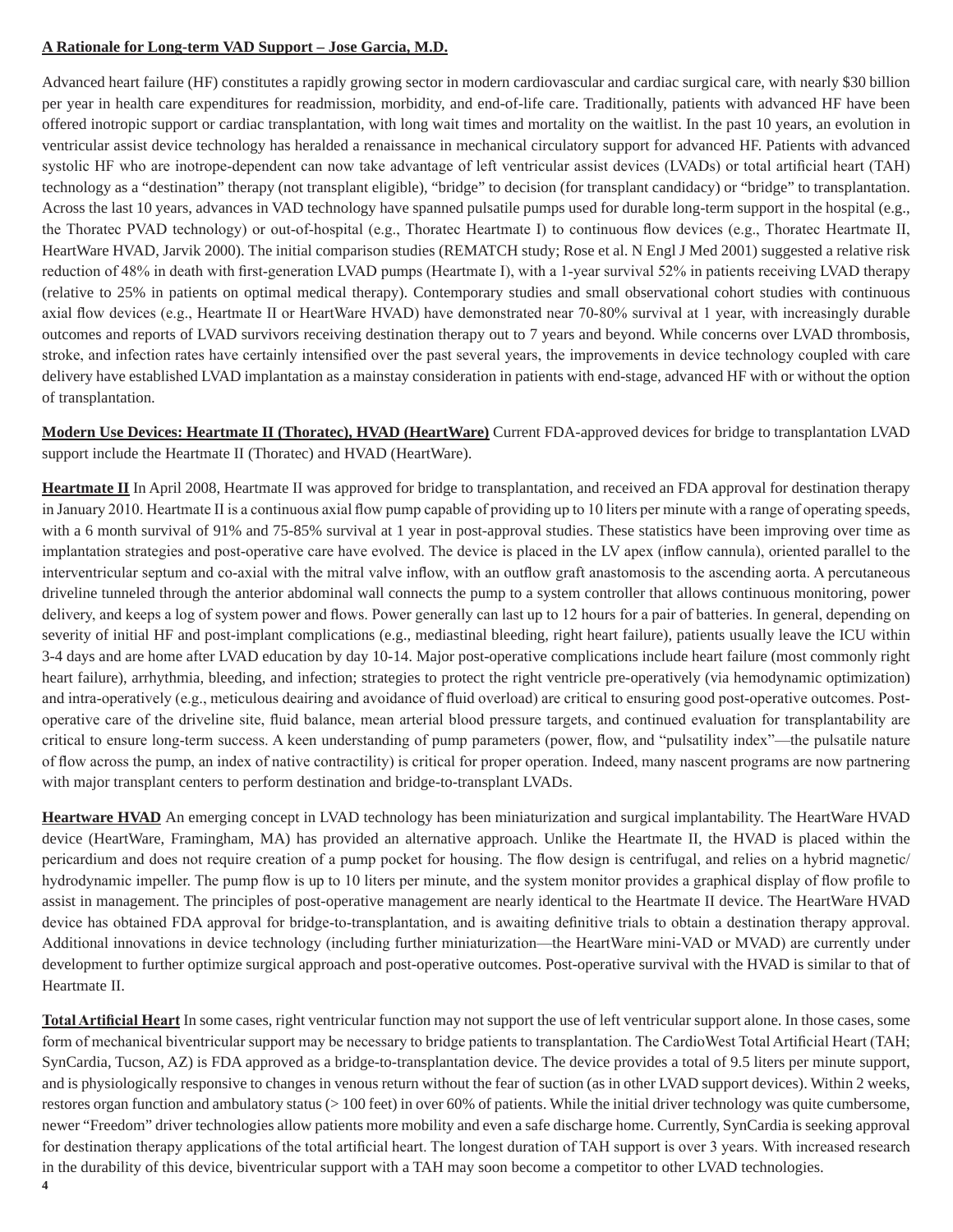## A Rationale for Long-term VAD Support – Jose Garcia, M.D.

Advanced heart failure (HF) constitutes a rapidly growing sector in modern cardiovascular and cardiac surgical care, with nearly $30 billion per year in health care expenditures for readmission, morbidity, and end-of-life care. Traditionally, patients with advanced HF have been offered inotropic support or cardiac transplantation, with long wait times and mortality on the waitlist. In the past 10 years, an evolution in ventricular assist device technology has heralded a renaissance in mechanical circulatory support for advanced HF. Patients with advanced systolic HF who are inotrope-dependent can now take advantage of left ventricular assist devices (LVADs) or total artificial heart (TAH) technology as a "destination" therapy (not transplant eligible), "bridge" to decision (for transplant candidacy) or "bridge" to transplantation. Across the last 10 years, advances in VAD technology have spanned pulsatile pumps used for durable long-term support in the hospital (e.g., the Thoratec PVAD technology) or out-of-hospital (e.g., Thoratec Heartmate I) to continuous flow devices (e.g., Thoratec Heartmate II, HeartWare HVAD, Jarvik 2000). The initial comparison studies (REMATCH study; Rose et al. N Engl J Med 2001) suggested a relative risk reduction of 48% in death with first-generation LVAD pumps (Heartmate I), with a 1-year survival 52% in patients receiving LVAD therapy (relative to 25% in patients on optimal medical therapy). Contemporary studies and small observational cohort studies with continuous axial flow devices (e.g., Heartmate II or HeartWare HVAD) have demonstrated near 70-80% survival at 1 year, with increasingly durable outcomes and reports of LVAD survivors receiving destination therapy out to 7 years and beyond. While concerns over LVAD thrombosis, stroke, and infection rates have certainly intensified over the past several years, the improvements in device technology coupled with care delivery have established LVAD implantation as a mainstay consideration in patients with end-stage, advanced HF with or without the option of transplantation.

**Modern Use Devices: Heartmate II (Thoratec), HVAD (HeartWare)** Current FDA-approved devices for bridge to transplantation LVAD support include the Heartmate II (Thoratec) and HVAD (HeartWare).

**Heartmate II** In April 2008, Heartmate II was approved for bridge to transplantation, and received an FDA approval for destination therapy in January 2010. Heartmate II is a continuous axial flow pump capable of providing up to 10 liters per minute with a range of operating speeds, with a 6 month survival of 91% and 75-85% survival at 1 year in post-approval studies. These statistics have been improving over time as implantation strategies and post-operative care have evolved. The device is placed in the LV apex (inflow cannula), oriented parallel to the interventricular septum and co-axial with the mitral valve inflow, with an outflow graft anastomosis to the ascending aorta. A percutaneous driveline tunneled through the anterior abdominal wall connects the pump to a system controller that allows continuous monitoring, power delivery, and keeps a log of system power and flows. Power generally can last up to 12 hours for a pair of batteries. In general, depending on severity of initial HF and post-implant complications (e.g., mediastinal bleeding, right heart failure), patients usually leave the ICU within 3-4 days and are home after LVAD education by day 10-14. Major post-operative complications include heart failure (most commonly right heart failure), arrhythmia, bleeding, and infection; strategies to protect the right ventricle pre-operatively (via hemodynamic optimization) and intra-operatively (e.g., meticulous deairing and avoidance of fluid overload) are critical to ensuring good post-operative outcomes. Post-operative care of the driveline site, fluid balance, mean arterial blood pressure targets, and continued evaluation for transplantability are critical to ensure long-term success. A keen understanding of pump parameters (power, flow, and "pulsatility index"—the pulsatile nature of flow across the pump, an index of native contractility) is critical for proper operation. Indeed, many nascent programs are now partnering with major transplant centers to perform destination and bridge-to-transplant LVADs.

**Heartware HVAD** An emerging concept in LVAD technology has been miniaturization and surgical implantability. The HeartWare HVAD device (HeartWare, Framingham, MA) has provided an alternative approach. Unlike the Heartmate II, the HVAD is placed within the pericardium and does not require creation of a pump pocket for housing. The flow design is centrifugal, and relies on a hybrid magnetic/hydrodynamic impeller. The pump flow is up to 10 liters per minute, and the system monitor provides a graphical display of flow profile to assist in management. The principles of post-operative management are nearly identical to the Heartmate II device. The HeartWare HVAD device has obtained FDA approval for bridge-to-transplantation, and is awaiting definitive trials to obtain a destination therapy approval. Additional innovations in device technology (including further miniaturization—the HeartWare mini-VAD or MVAD) are currently under development to further optimize surgical approach and post-operative outcomes. Post-operative survival with the HVAD is similar to that of Heartmate II.

**Total Artificial Heart** In some cases, right ventricular function may not support the use of left ventricular support alone. In those cases, some form of mechanical biventricular support may be necessary to bridge patients to transplantation. The CardioWest Total Artificial Heart (TAH; SynCardia, Tucson, AZ) is FDA approved as a bridge-to-transplantation device. The device provides a total of 9.5 liters per minute support, and is physiologically responsive to changes in venous return without the fear of suction (as in other LVAD support devices). Within 2 weeks, restores organ function and ambulatory status (> 100 feet) in over 60% of patients. While the initial driver technology was quite cumbersome, newer "Freedom" driver technologies allow patients more mobility and even a safe discharge home. Currently, SynCardia is seeking approval for destination therapy applications of the total artificial heart. The longest duration of TAH support is over 3 years. With increased research in the durability of this device, biventricular support with a TAH may soon become a competitor to other LVAD technologies.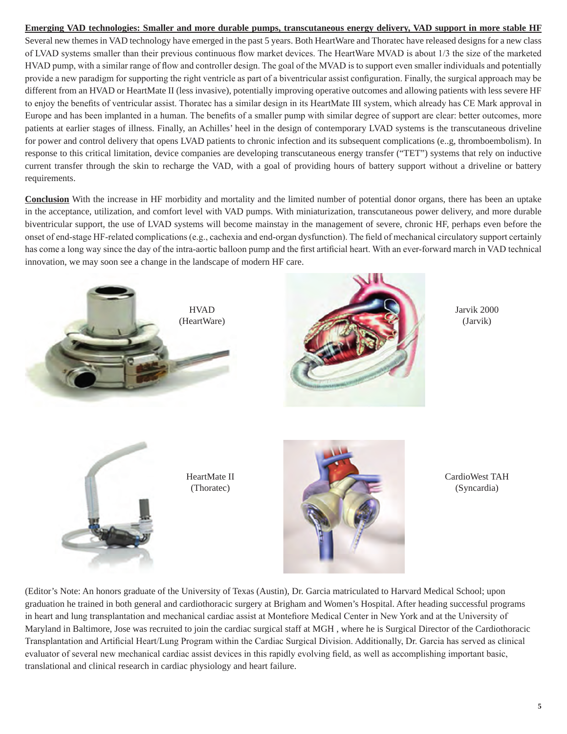**Emerging VAD technologies: Smaller and more durable pumps, transcutaneous energy delivery, VAD support in more stable HF**
Several new themes in VAD technology have emerged in the past 5 years. Both HeartWare and Thoratec have released designs for a new class of LVAD systems smaller than their previous continuous flow market devices. The HeartWare MVAD is about 1/3 the size of the marketed HVAD pump, with a similar range of flow and controller design. The goal of the MVAD is to support even smaller individuals and potentially provide a new paradigm for supporting the right ventricle as part of a biventricular assist configuration. Finally, the surgical approach may be different from an HVAD or HeartMate II (less invasive), potentially improving operative outcomes and allowing patients with less severe HF to enjoy the benefits of ventricular assist. Thoratec has a similar design in its HeartMate III system, which already has CE Mark approval in Europe and has been implanted in a human. The benefits of a smaller pump with similar degree of support are clear: better outcomes, more patients at earlier stages of illness. Finally, an Achilles' heel in the design of contemporary LVAD systems is the transcutaneous driveline for power and control delivery that opens LVAD patients to chronic infection and its subsequent complications (e..g, thromboembolism). In response to this critical limitation, device companies are developing transcutaneous energy transfer ("TET") systems that rely on inductive current transfer through the skin to recharge the VAD, with a goal of providing hours of battery support without a driveline or battery requirements.

**Conclusion** With the increase in HF morbidity and mortality and the limited number of potential donor organs, there has been an uptake in the acceptance, utilization, and comfort level with VAD pumps. With miniaturization, transcutaneous power delivery, and more durable biventricular support, the use of LVAD systems will become mainstay in the management of severe, chronic HF, perhaps even before the onset of end-stage HF-related complications (e.g., cachexia and end-organ dysfunction). The field of mechanical circulatory support certainly has come a long way since the day of the intra-aortic balloon pump and the first artificial heart. With an ever-forward march in VAD technical innovation, we may soon see a change in the landscape of modern HF care.

HVAD
(HeartWare)

Jarvik 2000
(Jarvik)

HeartMate II
(Thoratec)

CardioWest TAH
(Syncardia)

(Editor's Note: An honors graduate of the University of Texas (Austin), Dr. Garcia matriculated to Harvard Medical School; upon graduation he trained in both general and cardiothoracic surgery at Brigham and Women's Hospital. After heading successful programs in heart and lung transplantation and mechanical cardiac assist at Montefiore Medical Center in New York and at the University of Maryland in Baltimore, Jose was recruited to join the cardiac surgical staff at MGH , where he is Surgical Director of the Cardiothoracic Transplantation and Artificial Heart/Lung Program within the Cardiac Surgical Division. Additionally, Dr. Garcia has served as clinical evaluator of several new mechanical cardiac assist devices in this rapidly evolving field, as well as accomplishing important basic, translational and clinical research in cardiac physiology and heart failure.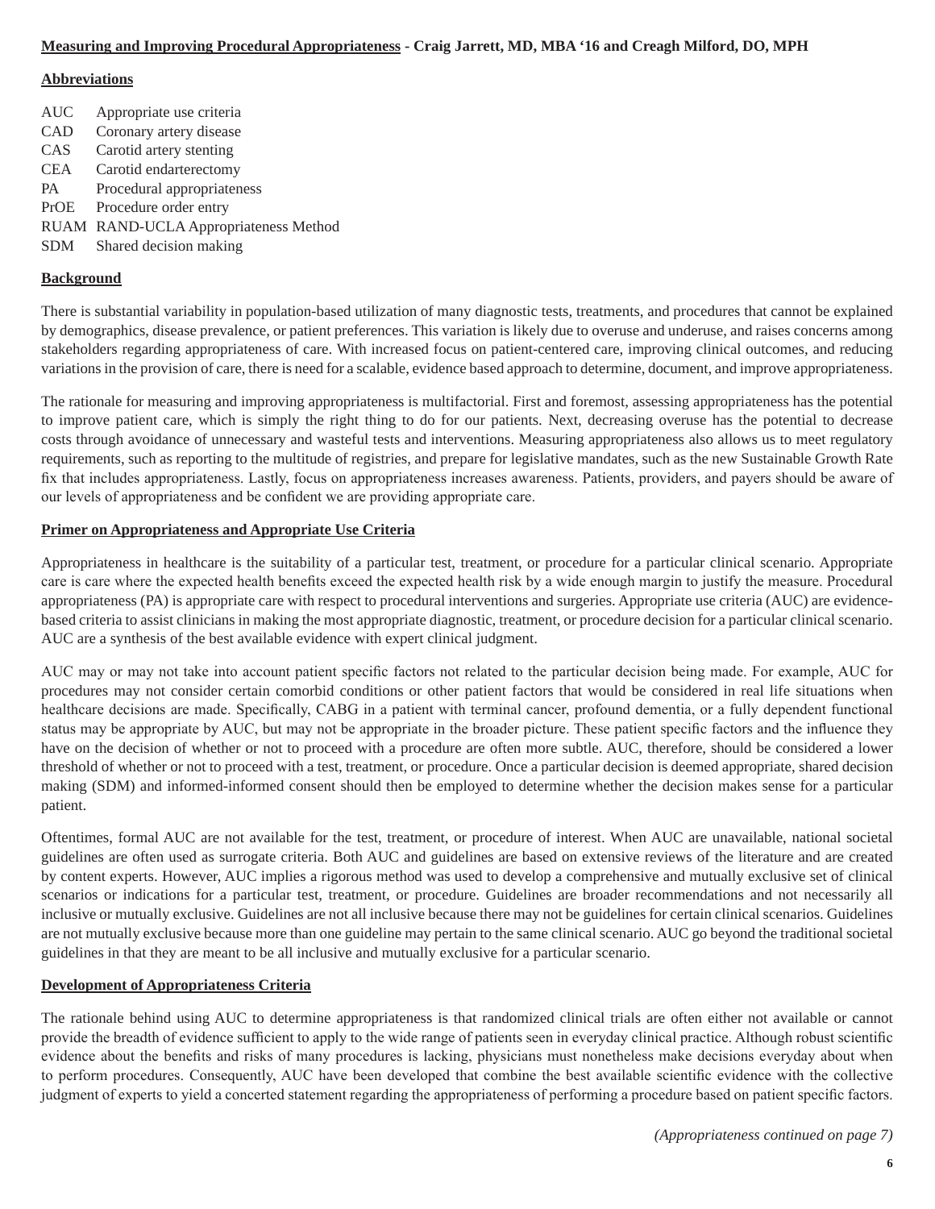**Measuring and Improving Procedural Appropriateness** - **Craig Jarrett, MD, MBA '16 and Creagh Milford, DO, MPH**

**Abbreviations**

| | |
|---|---|
| AUC | Appropriate use criteria |
| CAD | Coronary artery disease |
| CAS | Carotid artery stenting |
| CEA | Carotid endarterectomy |
| PA | Procedural appropriateness |
| PrOE | Procedure order entry |
| RUAM | RAND-UCLA Appropriateness Method |
| SDM | Shared decision making |

**Background**

There is substantial variability in population-based utilization of many diagnostic tests, treatments, and procedures that cannot be explained by demographics, disease prevalence, or patient preferences. This variation is likely due to overuse and underuse, and raises concerns among stakeholders regarding appropriateness of care. With increased focus on patient-centered care, improving clinical outcomes, and reducing variations in the provision of care, there is need for a scalable, evidence based approach to determine, document, and improve appropriateness.

The rationale for measuring and improving appropriateness is multifactorial. First and foremost, assessing appropriateness has the potential to improve patient care, which is simply the right thing to do for our patients. Next, decreasing overuse has the potential to decrease costs through avoidance of unnecessary and wasteful tests and interventions. Measuring appropriateness also allows us to meet regulatory requirements, such as reporting to the multitude of registries, and prepare for legislative mandates, such as the new Sustainable Growth Rate fix that includes appropriateness. Lastly, focus on appropriateness increases awareness. Patients, providers, and payers should be aware of our levels of appropriateness and be confident we are providing appropriate care.

**Primer on Appropriateness and Appropriate Use Criteria**

Appropriateness in healthcare is the suitability of a particular test, treatment, or procedure for a particular clinical scenario. Appropriate care is care where the expected health benefits exceed the expected health risk by a wide enough margin to justify the measure. Procedural appropriateness (PA) is appropriate care with respect to procedural interventions and surgeries. Appropriate use criteria (AUC) are evidence-based criteria to assist clinicians in making the most appropriate diagnostic, treatment, or procedure decision for a particular clinical scenario. AUC are a synthesis of the best available evidence with expert clinical judgment.

AUC may or may not take into account patient specific factors not related to the particular decision being made. For example, AUC for procedures may not consider certain comorbid conditions or other patient factors that would be considered in real life situations when healthcare decisions are made. Specifically, CABG in a patient with terminal cancer, profound dementia, or a fully dependent functional status may be appropriate by AUC, but may not be appropriate in the broader picture. These patient specific factors and the influence they have on the decision of whether or not to proceed with a procedure are often more subtle. AUC, therefore, should be considered a lower threshold of whether or not to proceed with a test, treatment, or procedure. Once a particular decision is deemed appropriate, shared decision making (SDM) and informed-informed consent should then be employed to determine whether the decision makes sense for a particular patient.

Oftentimes, formal AUC are not available for the test, treatment, or procedure of interest. When AUC are unavailable, national societal guidelines are often used as surrogate criteria. Both AUC and guidelines are based on extensive reviews of the literature and are created by content experts. However, AUC implies a rigorous method was used to develop a comprehensive and mutually exclusive set of clinical scenarios or indications for a particular test, treatment, or procedure. Guidelines are broader recommendations and not necessarily all inclusive or mutually exclusive. Guidelines are not all inclusive because there may not be guidelines for certain clinical scenarios. Guidelines are not mutually exclusive because more than one guideline may pertain to the same clinical scenario. AUC go beyond the traditional societal guidelines in that they are meant to be all inclusive and mutually exclusive for a particular scenario.

**Development of Appropriateness Criteria**

The rationale behind using AUC to determine appropriateness is that randomized clinical trials are often either not available or cannot provide the breadth of evidence sufficient to apply to the wide range of patients seen in everyday clinical practice. Although robust scientific evidence about the benefits and risks of many procedures is lacking, physicians must nonetheless make decisions everyday about when to perform procedures. Consequently, AUC have been developed that combine the best available scientific evidence with the collective judgment of experts to yield a concerted statement regarding the appropriateness of performing a procedure based on patient specific factors.

*(Appropriateness continued on page 7)*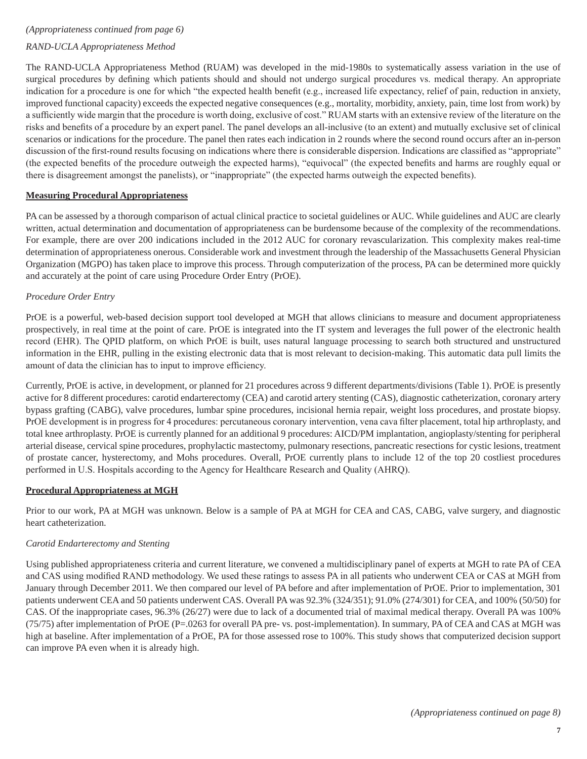*(Appropriateness continued from page 6)*

*RAND-UCLA Appropriateness Method*

The RAND-UCLA Appropriateness Method (RUAM) was developed in the mid-1980s to systematically assess variation in the use of surgical procedures by defining which patients should and should not undergo surgical procedures vs. medical therapy. An appropriate indication for a procedure is one for which "the expected health benefit (e.g., increased life expectancy, relief of pain, reduction in anxiety, improved functional capacity) exceeds the expected negative consequences (e.g., mortality, morbidity, anxiety, pain, time lost from work) by a sufficiently wide margin that the procedure is worth doing, exclusive of cost." RUAM starts with an extensive review of the literature on the risks and benefits of a procedure by an expert panel. The panel develops an all-inclusive (to an extent) and mutually exclusive set of clinical scenarios or indications for the procedure. The panel then rates each indication in 2 rounds where the second round occurs after an in-person discussion of the first-round results focusing on indications where there is considerable dispersion. Indications are classified as "appropriate" (the expected benefits of the procedure outweigh the expected harms), "equivocal" (the expected benefits and harms are roughly equal or there is disagreement amongst the panelists), or "inappropriate" (the expected harms outweigh the expected benefits).

**Measuring Procedural Appropriateness**

PA can be assessed by a thorough comparison of actual clinical practice to societal guidelines or AUC. While guidelines and AUC are clearly written, actual determination and documentation of appropriateness can be burdensome because of the complexity of the recommendations. For example, there are over 200 indications included in the 2012 AUC for coronary revascularization. This complexity makes real-time determination of appropriateness onerous. Considerable work and investment through the leadership of the Massachusetts General Physician Organization (MGPO) has taken place to improve this process. Through computerization of the process, PA can be determined more quickly and accurately at the point of care using Procedure Order Entry (PrOE).

*Procedure Order Entry*

PrOE is a powerful, web-based decision support tool developed at MGH that allows clinicians to measure and document appropriateness prospectively, in real time at the point of care. PrOE is integrated into the IT system and leverages the full power of the electronic health record (EHR). The QPID platform, on which PrOE is built, uses natural language processing to search both structured and unstructured information in the EHR, pulling in the existing electronic data that is most relevant to decision-making. This automatic data pull limits the amount of data the clinician has to input to improve efficiency.

Currently, PrOE is active, in development, or planned for 21 procedures across 9 different departments/divisions (Table 1). PrOE is presently active for 8 different procedures: carotid endarterectomy (CEA) and carotid artery stenting (CAS), diagnostic catheterization, coronary artery bypass grafting (CABG), valve procedures, lumbar spine procedures, incisional hernia repair, weight loss procedures, and prostate biopsy. PrOE development is in progress for 4 procedures: percutaneous coronary intervention, vena cava filter placement, total hip arthroplasty, and total knee arthroplasty. PrOE is currently planned for an additional 9 procedures: AICD/PM implantation, angioplasty/stenting for peripheral arterial disease, cervical spine procedures, prophylactic mastectomy, pulmonary resections, pancreatic resections for cystic lesions, treatment of prostate cancer, hysterectomy, and Mohs procedures. Overall, PrOE currently plans to include 12 of the top 20 costliest procedures performed in U.S. Hospitals according to the Agency for Healthcare Research and Quality (AHRQ).

**Procedural Appropriateness at MGH**

Prior to our work, PA at MGH was unknown. Below is a sample of PA at MGH for CEA and CAS, CABG, valve surgery, and diagnostic heart catheterization.

*Carotid Endarterectomy and Stenting*

Using published appropriateness criteria and current literature, we convened a multidisciplinary panel of experts at MGH to rate PA of CEA and CAS using modified RAND methodology. We used these ratings to assess PA in all patients who underwent CEA or CAS at MGH from January through December 2011. We then compared our level of PA before and after implementation of PrOE. Prior to implementation, 301 patients underwent CEA and 50 patients underwent CAS. Overall PA was 92.3% (324/351); 91.0% (274/301) for CEA, and 100% (50/50) for CAS. Of the inappropriate cases, 96.3% (26/27) were due to lack of a documented trial of maximal medical therapy. Overall PA was 100% (75/75) after implementation of PrOE ($P$=.0263 for overall PA pre- vs. post-implementation). In summary, PA of CEA and CAS at MGH was high at baseline. After implementation of a PrOE, PA for those assessed rose to 100%. This study shows that computerized decision support can improve PA even when it is already high.

*(Appropriateness continued on page 8)*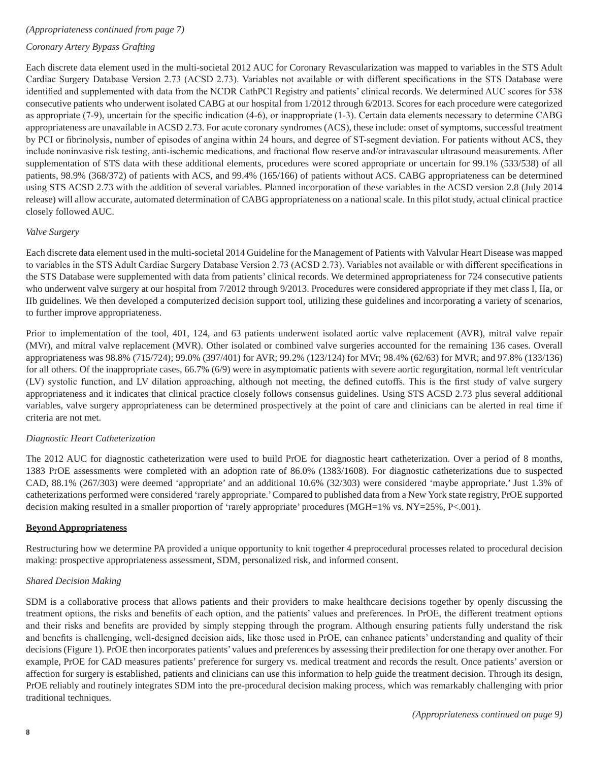*(Appropriateness continued from page 7)*

*Coronary Artery Bypass Grafting*

Each discrete data element used in the multi-societal 2012 AUC for Coronary Revascularization was mapped to variables in the STS Adult Cardiac Surgery Database Version 2.73 (ACSD 2.73). Variables not available or with different specifications in the STS Database were identified and supplemented with data from the NCDR CathPCI Registry and patients' clinical records. We determined AUC scores for 538 consecutive patients who underwent isolated CABG at our hospital from 1/2012 through 6/2013. Scores for each procedure were categorized as appropriate (7-9), uncertain for the specific indication (4-6), or inappropriate (1-3). Certain data elements necessary to determine CABG appropriateness are unavailable in ACSD 2.73. For acute coronary syndromes (ACS), these include: onset of symptoms, successful treatment by PCI or fibrinolysis, number of episodes of angina within 24 hours, and degree of ST-segment deviation. For patients without ACS, they include noninvasive risk testing, anti-ischemic medications, and fractional flow reserve and/or intravascular ultrasound measurements. After supplementation of STS data with these additional elements, procedures were scored appropriate or uncertain for 99.1% (533/538) of all patients, 98.9% (368/372) of patients with ACS, and 99.4% (165/166) of patients without ACS. CABG appropriateness can be determined using STS ACSD 2.73 with the addition of several variables. Planned incorporation of these variables in the ACSD version 2.8 (July 2014 release) will allow accurate, automated determination of CABG appropriateness on a national scale. In this pilot study, actual clinical practice closely followed AUC.

*Valve Surgery*

Each discrete data element used in the multi-societal 2014 Guideline for the Management of Patients with Valvular Heart Disease was mapped to variables in the STS Adult Cardiac Surgery Database Version 2.73 (ACSD 2.73). Variables not available or with different specifications in the STS Database were supplemented with data from patients' clinical records. We determined appropriateness for 724 consecutive patients who underwent valve surgery at our hospital from 7/2012 through 9/2013. Procedures were considered appropriate if they met class I, IIa, or IIb guidelines. We then developed a computerized decision support tool, utilizing these guidelines and incorporating a variety of scenarios, to further improve appropriateness.

Prior to implementation of the tool, 401, 124, and 63 patients underwent isolated aortic valve replacement (AVR), mitral valve repair (MVr), and mitral valve replacement (MVR). Other isolated or combined valve surgeries accounted for the remaining 136 cases. Overall appropriateness was 98.8% (715/724); 99.0% (397/401) for AVR; 99.2% (123/124) for MVr; 98.4% (62/63) for MVR; and 97.8% (133/136) for all others. Of the inappropriate cases, 66.7% (6/9) were in asymptomatic patients with severe aortic regurgitation, normal left ventricular (LV) systolic function, and LV dilation approaching, although not meeting, the defined cutoffs. This is the first study of valve surgery appropriateness and it indicates that clinical practice closely follows consensus guidelines. Using STS ACSD 2.73 plus several additional variables, valve surgery appropriateness can be determined prospectively at the point of care and clinicians can be alerted in real time if criteria are not met.

*Diagnostic Heart Catheterization*

The 2012 AUC for diagnostic catheterization were used to build PrOE for diagnostic heart catheterization. Over a period of 8 months, 1383 PrOE assessments were completed with an adoption rate of 86.0% (1383/1608). For diagnostic catheterizations due to suspected CAD, 88.1% (267/303) were deemed 'appropriate' and an additional 10.6% (32/303) were considered 'maybe appropriate.' Just 1.3% of catheterizations performed were considered 'rarely appropriate.' Compared to published data from a New York state registry, PrOE supported decision making resulted in a smaller proportion of 'rarely appropriate' procedures (MGH=1% vs. NY=25%, P<.001).

**Beyond Appropriateness**

Restructuring how we determine PA provided a unique opportunity to knit together 4 preprocedural processes related to procedural decision making: prospective appropriateness assessment, SDM, personalized risk, and informed consent.

*Shared Decision Making*

SDM is a collaborative process that allows patients and their providers to make healthcare decisions together by openly discussing the treatment options, the risks and benefits of each option, and the patients' values and preferences. In PrOE, the different treatment options and their risks and benefits are provided by simply stepping through the program. Although ensuring patients fully understand the risk and benefits is challenging, well-designed decision aids, like those used in PrOE, can enhance patients' understanding and quality of their decisions (Figure 1). PrOE then incorporates patients' values and preferences by assessing their predilection for one therapy over another. For example, PrOE for CAD measures patients' preference for surgery vs. medical treatment and records the result. Once patients' aversion or affection for surgery is established, patients and clinicians can use this information to help guide the treatment decision. Through its design, PrOE reliably and routinely integrates SDM into the pre-procedural decision making process, which was remarkably challenging with prior traditional techniques.

*(Appropriateness continued on page 9)*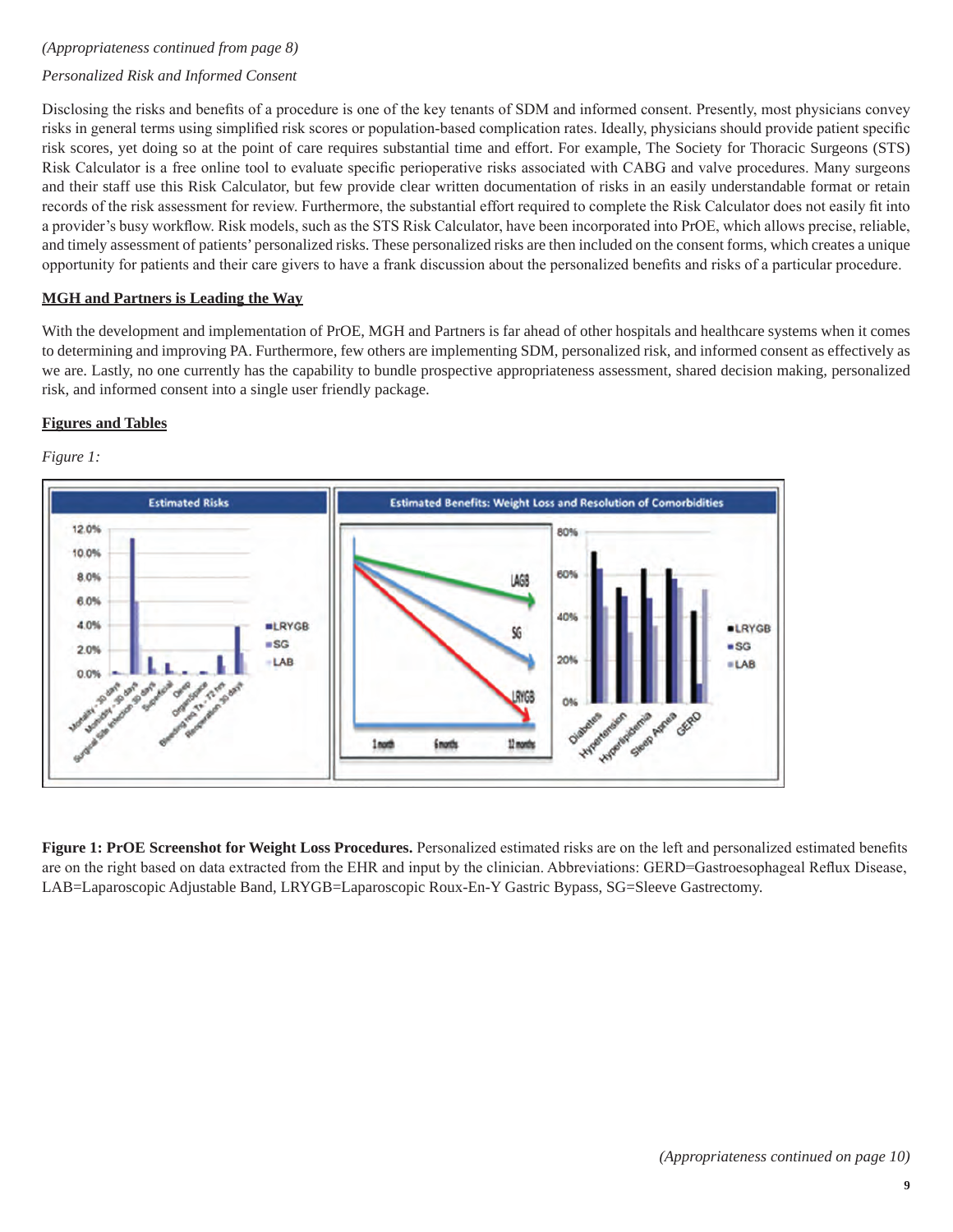*(Appropriateness continued from page 8)*

*Personalized Risk and Informed Consent*

Disclosing the risks and benefits of a procedure is one of the key tenants of SDM and informed consent. Presently, most physicians convey risks in general terms using simplified risk scores or population-based complication rates. Ideally, physicians should provide patient specific risk scores, yet doing so at the point of care requires substantial time and effort. For example, The Society for Thoracic Surgeons (STS) Risk Calculator is a free online tool to evaluate specific perioperative risks associated with CABG and valve procedures. Many surgeons and their staff use this Risk Calculator, but few provide clear written documentation of risks in an easily understandable format or retain records of the risk assessment for review. Furthermore, the substantial effort required to complete the Risk Calculator does not easily fit into a provider's busy workflow. Risk models, such as the STS Risk Calculator, have been incorporated into PrOE, which allows precise, reliable, and timely assessment of patients' personalized risks. These personalized risks are then included on the consent forms, which creates a unique opportunity for patients and their care givers to have a frank discussion about the personalized benefits and risks of a particular procedure.

**<u>MGH and Partners is Leading the Way</u>**

With the development and implementation of PrOE, MGH and Partners is far ahead of other hospitals and healthcare systems when it comes to determining and improving PA. Furthermore, few others are implementing SDM, personalized risk, and informed consent as effectively as we are. Lastly, no one currently has the capability to bundle prospective appropriateness assessment, shared decision making, personalized risk, and informed consent into a single user friendly package.

**<u>Figures and Tables</u>**

*Figure 1:*

**Figure 1: PrOE Screenshot for Weight Loss Procedures.** Personalized estimated risks are on the left and personalized estimated benefits are on the right based on data extracted from the EHR and input by the clinician. Abbreviations: GERD=Gastroesophageal Reflux Disease, LAB=Laparoscopic Adjustable Band, LRYGB=Laparoscopic Roux-En-Y Gastric Bypass, SG=Sleeve Gastrectomy.

*(Appropriateness continued on page 10)*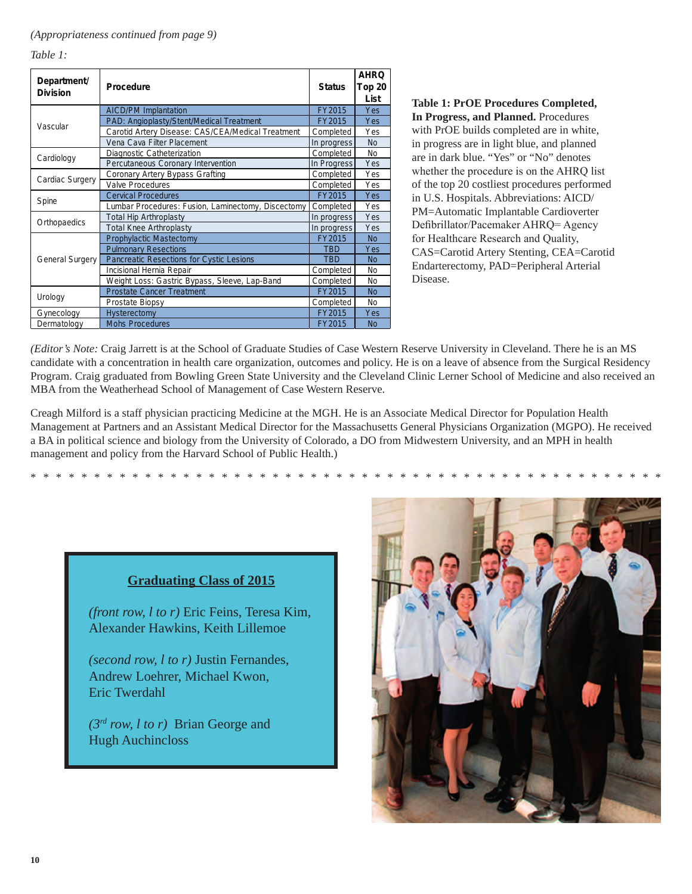*(Appropriateness continued from page 9)*

*Table 1:*

| Department/ Division | Procedure | Status | AHRQ Top 20 List |
|---|---|---|---|
| Vascular | AICD/PM Implantation | FY2015 | Yes |
| | PAD: Angioplasty/Stent/Medical Treatment | FY2015 | Yes |
| | Carotid Artery Disease: CAS/CEA/Medical Treatment | Completed | Yes |
| | Vena Cava Filter Placement | In progress | No |
| Cardiology | Diagnostic Catheterization | Completed | No |
| | Percutaneous Coronary Intervention | In Progress | Yes |
| Cardiac Surgery | Coronary Artery Bypass Grafting | Completed | Yes |
| | Valve Procedures | Completed | Yes |
| Spine | Cervical Procedures | FY2015 | Yes |
| | Lumbar Procedures: Fusion, Laminectomy, Discectomy | Completed | Yes |
| Orthopaedics | Total Hip Arthroplasty | In progress | Yes |
| | Total Knee Arthroplasty | In progress | Yes |
| General Surgery | Prophylactic Mastectomy | FY2015 | No |
| | Pulmonary Resections | TBD | Yes |
| | Pancreatic Resections for Cystic Lesions | TBD | No |
| | Incisional Hernia Repair | Completed | No |
| | Weight Loss: Gastric Bypass, Sleeve, Lap-Band | Completed | No |
| Urology | Prostate Cancer Treatment | FY2015 | No |
| | Prostate Biopsy | Completed | No |
| Gynecology | Hysterectomy | FY2015 | Yes |
| Dermatology | Mohs Procedures | FY2015 | No |

**Table 1: PrOE Procedures Completed, In Progress, and Planned.** Procedures with PrOE builds completed are in white, in progress are in light blue, and planned are in dark blue. "Yes" or "No" denotes whether the procedure is on the AHRQ list of the top 20 costliest procedures performed in U.S. Hospitals. Abbreviations: AICD/PM=Automatic Implantable Cardioverter Defibrillator/Pacemaker AHRQ= Agency for Healthcare Research and Quality, CAS=Carotid Artery Stenting, CEA=Carotid Endarterectomy, PAD=Peripheral Arterial Disease.

*(Editor's Note:* Craig Jarrett is at the School of Graduate Studies of Case Western Reserve University in Cleveland. There he is an MS candidate with a concentration in health care organization, outcomes and policy. He is on a leave of absence from the Surgical Residency Program. Craig graduated from Bowling Green State University and the Cleveland Clinic Lerner School of Medicine and also received an MBA from the Weatherhead School of Management of Case Western Reserve.

Creagh Milford is a staff physician practicing Medicine at the MGH. He is an Associate Medical Director for Population Health Management at Partners and an Assistant Medical Director for the Massachusetts General Physicians Organization (MGPO). He received a BA in political science and biology from the University of Colorado, a DO from Midwestern University, and an MPH in health management and policy from the Harvard School of Public Health.)

\* \* \* \* \* \* \* \* \* \* \* \* \* \* \* \* \* \* \* \* \* \* \* \* \* \* \* \* \* \* \* \* \* \* \* \* \* \* \* \* \* \* \* \* \* \* \* \* \* \* \*

## Graduating Class of 2015

*(front row, l to r)* Eric Feins, Teresa Kim, Alexander Hawkins, Keith Lillemoe

*(second row, l to r)* Justin Fernandes, Andrew Loehrer, Michael Kwon, Eric Twerdahl

*(3rd row, l to r)* Brian George and Hugh Auchincloss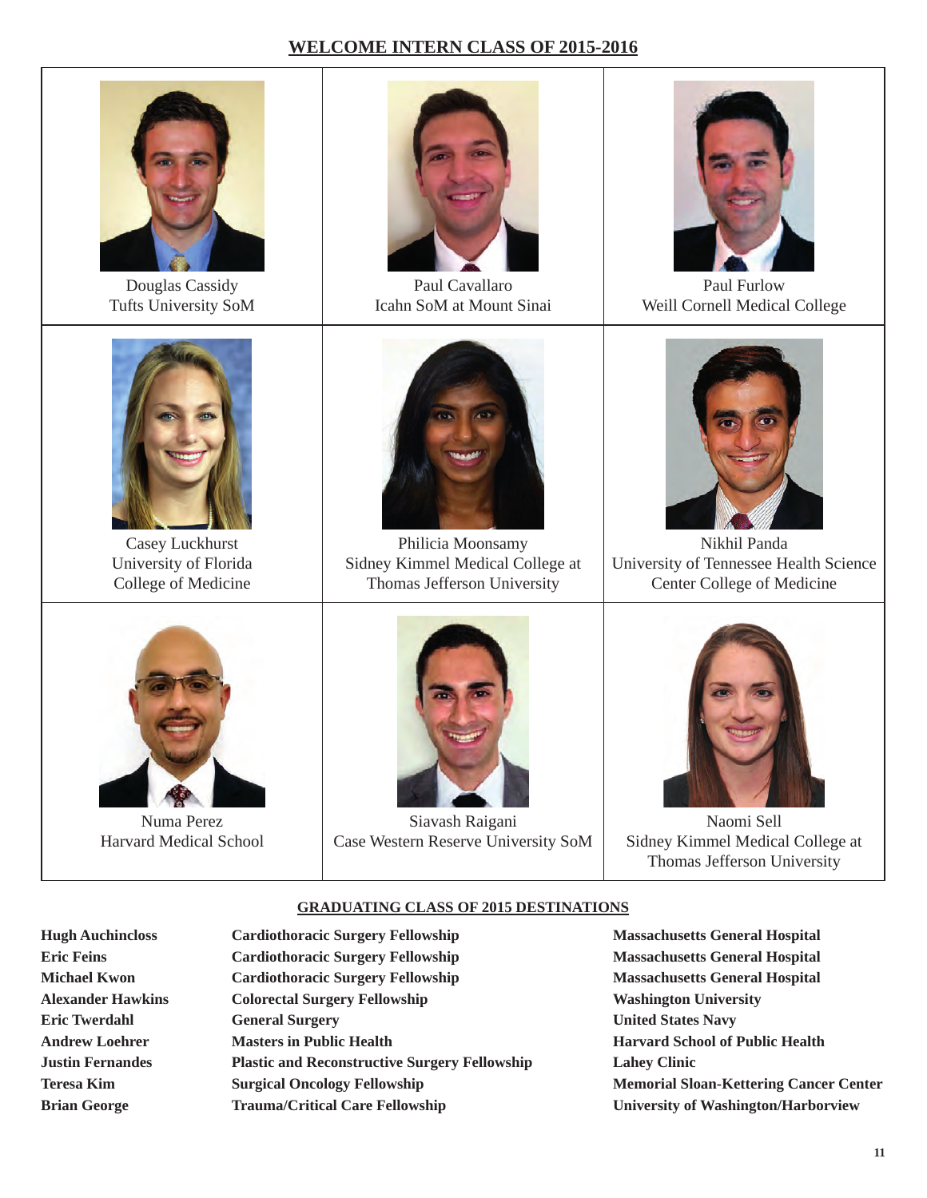## WELCOME INTERN CLASS OF 2015-2016

| | | |
|---|---|---|
| Douglas Cassidy<br>Tufts University SoM | Paul Cavallaro<br>Icahn SoM at Mount Sinai | Paul Furlow<br>Weill Cornell Medical College |
| Casey Luckhurst<br>University of Florida College of Medicine | Philicia Moonsamy<br>Sidney Kimmel Medical College at Thomas Jefferson University | Nikhil Panda<br>University of Tennessee Health Science Center College of Medicine |
| Numa Perez<br>Harvard Medical School | Siavash Raigani<br>Case Western Reserve University SoM | Naomi Sell<br>Sidney Kimmel Medical College at Thomas Jefferson University |

## GRADUATING CLASS OF 2015 DESTINATIONS

| | | |
|---|---|---|
| **Hugh Auchincloss** | **Cardiothoracic Surgery Fellowship** | **Massachusetts General Hospital** |
| **Eric Feins** | **Cardiothoracic Surgery Fellowship** | **Massachusetts General Hospital** |
| **Michael Kwon** | **Cardiothoracic Surgery Fellowship** | **Massachusetts General Hospital** |
| **Alexander Hawkins** | **Colorectal Surgery Fellowship** | **Washington University** |
| **Eric Twerdahl** | **General Surgery** | **United States Navy** |
| **Andrew Loehrer** | **Masters in Public Health** | **Harvard School of Public Health** |
| **Justin Fernandes** | **Plastic and Reconstructive Surgery Fellowship** | **Lahey Clinic** |
| **Teresa Kim** | **Surgical Oncology Fellowship** | **Memorial Sloan-Kettering Cancer Center** |
| **Brian George** | **Trauma/Critical Care Fellowship** | **University of Washington/Harborview** |